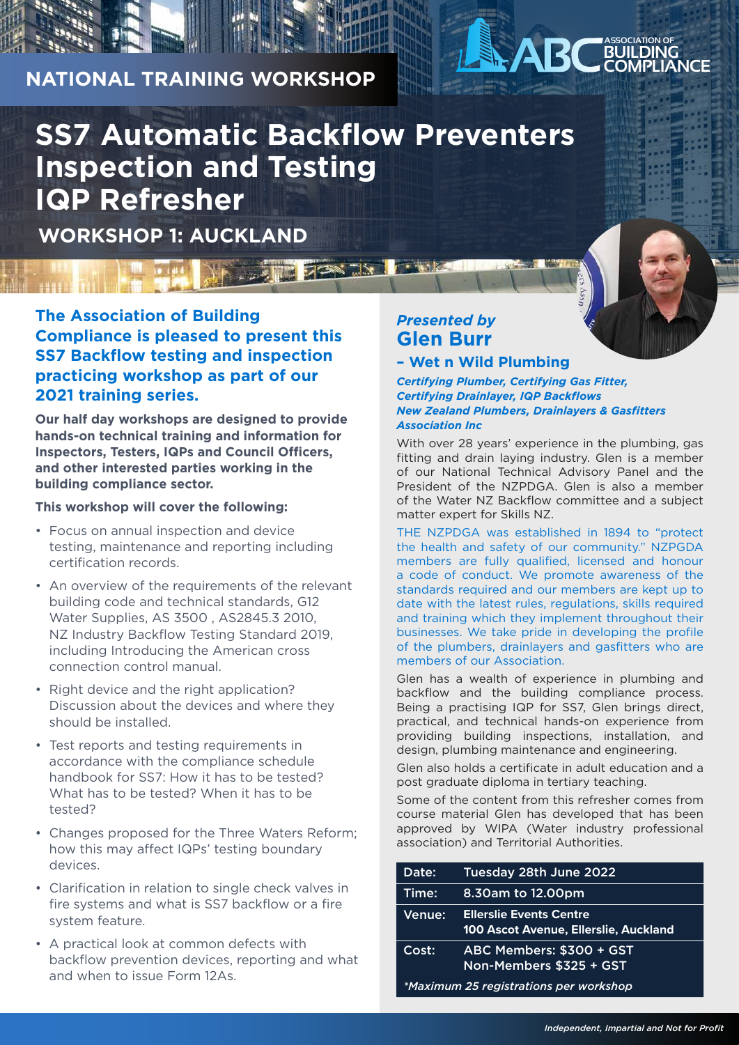NATIONAL TRAINING WORKSHOP

ASSOCIATION OF BUILDING COMPLIANCE

# SS7 Automatic Backflow Preventers Inspection and Testing IQP Refresher

## WORKSHOP 1: AUCKLAND

### The Association of Building Compliance is pleased to present this SS7 Backflow testing and inspection practicing workshop as part of our 2021 training series.

**Our half day workshops are designed to provide hands-on technical training and information for Inspectors, Testers, IQPs and Council Officers, and other interested parties working in the building compliance sector.**

**This workshop will cover the following:**

- Focus on annual inspection and device testing, maintenance and reporting including certification records.
- An overview of the requirements of the relevant building code and technical standards, G12 Water Supplies, AS 3500 , AS2845.3 2010, NZ Industry Backflow Testing Standard 2019, including Introducing the American cross connection control manual.
- Right device and the right application? Discussion about the devices and where they should be installed.
- Test reports and testing requirements in accordance with the compliance schedule handbook for SS7: How it has to be tested? What has to be tested? When it has to be tested?
- Changes proposed for the Three Waters Reform; how this may affect IQPs' testing boundary devices.
- Clarification in relation to single check valves in fire systems and what is SS7 backflow or a fire system feature.
- A practical look at common defects with backflow prevention devices, reporting and what and when to issue Form 12As.

*Presented by*
## Glen Burr
### – Wet n Wild Plumbing

***Certifying Plumber, Certifying Gas Fitter, Certifying Drainlayer, IQP Backflows***
***New Zealand Plumbers, Drainlayers & Gasfitters Association Inc***

With over 28 years' experience in the plumbing, gas fitting and drain laying industry. Glen is a member of our National Technical Advisory Panel and the President of the NZPDGA. Glen is also a member of the Water NZ Backflow committee and a subject matter expert for Skills NZ.

THE NZPDGA was established in 1894 to "protect the health and safety of our community." NZPGDA members are fully qualified, licensed and honour a code of conduct. We promote awareness of the standards required and our members are kept up to date with the latest rules, regulations, skills required and training which they implement throughout their businesses. We take pride in developing the profile of the plumbers, drainlayers and gasfitters who are members of our Association.

Glen has a wealth of experience in plumbing and backflow and the building compliance process. Being a practising IQP for SS7, Glen brings direct, practical, and technical hands-on experience from providing building inspections, installation, and design, plumbing maintenance and engineering.

Glen also holds a certificate in adult education and a post graduate diploma in tertiary teaching.

Some of the content from this refresher comes from course material Glen has developed that has been approved by WIPA (Water industry professional association) and Territorial Authorities.

| | |
|---|---|
| Date: | Tuesday 28th June 2022 |
| Time: | 8.30am to 12.00pm |
| Venue: | **Ellerslie Events Centre**<br>**100 Ascot Avenue, Ellerslie, Auckland** |
| Cost: | ABC Members: $300 + GST<br>Non-Members $325 + GST |

*\*Maximum 25 registrations per workshop*

*Independent, Impartial and Not for Profit*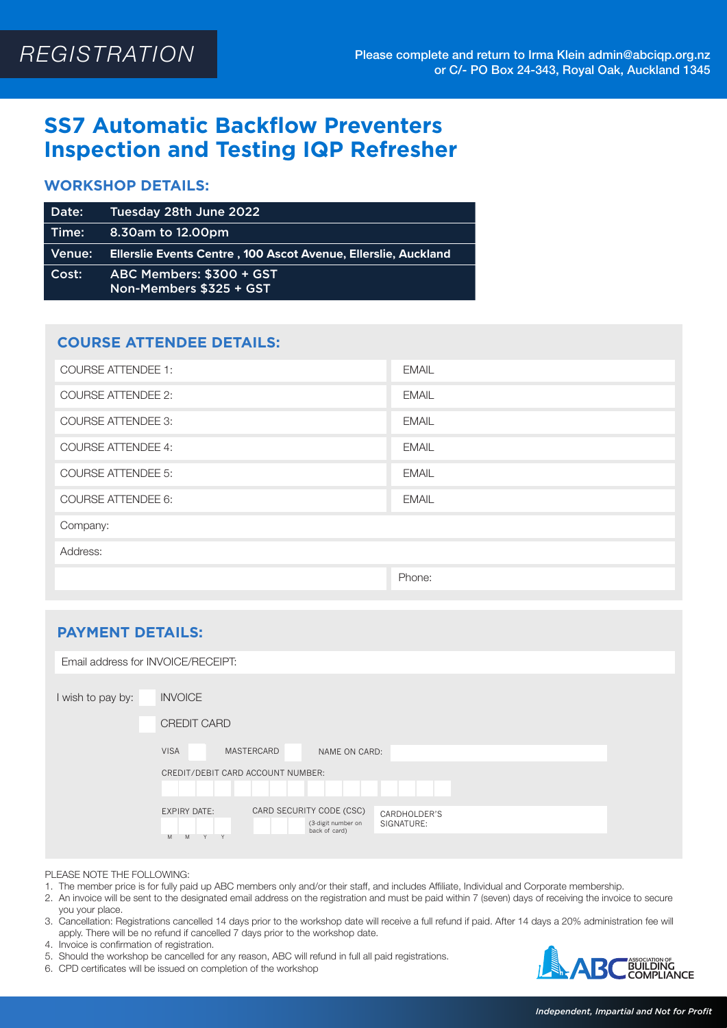# REGISTRATION

Please complete and return to Irma Klein admin@abciqp.org.nz or C/- PO Box 24-343, Royal Oak, Auckland 1345

## SS7 Automatic Backflow Preventers Inspection and Testing IQP Refresher

### WORKSHOP DETAILS:

| | |
|---|---|
| Date: | Tuesday 28th June 2022 |
| Time: | 8.30am to 12.00pm |
| Venue: | Ellerslie Events Centre , 100 Ascot Avenue, Ellerslie, Auckland |
| Cost: | ABC Members: $300 + GST<br>Non-Members $325 + GST |

### COURSE ATTENDEE DETAILS:

| | |
|---|---|
| COURSE ATTENDEE 1: | EMAIL |
| COURSE ATTENDEE 2: | EMAIL |
| COURSE ATTENDEE 3: | EMAIL |
| COURSE ATTENDEE 4: | EMAIL |
| COURSE ATTENDEE 5: | EMAIL |
| COURSE ATTENDEE 6: | EMAIL |
| Company: | |
| Address: | |
| | Phone: |

### PAYMENT DETAILS:

Email address for INVOICE/RECEIPT:

I wish to pay by: INVOICE

CREDIT CARD

VISA MASTERCARD NAME ON CARD:

CREDIT/DEBIT CARD ACCOUNT NUMBER:

EXPIRY DATE: M M Y Y

CARD SECURITY CODE (CSC) (3-digit number on back of card)

CARDHOLDER'S SIGNATURE:

PLEASE NOTE THE FOLLOWING:

1. The member price is for fully paid up ABC members only and/or their staff, and includes Affiliate, Individual and Corporate membership.
2. An invoice will be sent to the designated email address on the registration and must be paid within 7 (seven) days of receiving the invoice to secure you your place.
3. Cancellation: Registrations cancelled 14 days prior to the workshop date will receive a full refund if paid. After 14 days a 20% administration fee will apply. There will be no refund if cancelled 7 days prior to the workshop date.
4. Invoice is confirmation of registration.
5. Should the workshop be cancelled for any reason, ABC will refund in full all paid registrations.
6. CPD certificates will be issued on completion of the workshop

ABC ASSOCIATION OF BUILDING COMPLIANCE

*Independent, Impartial and Not for Profit*